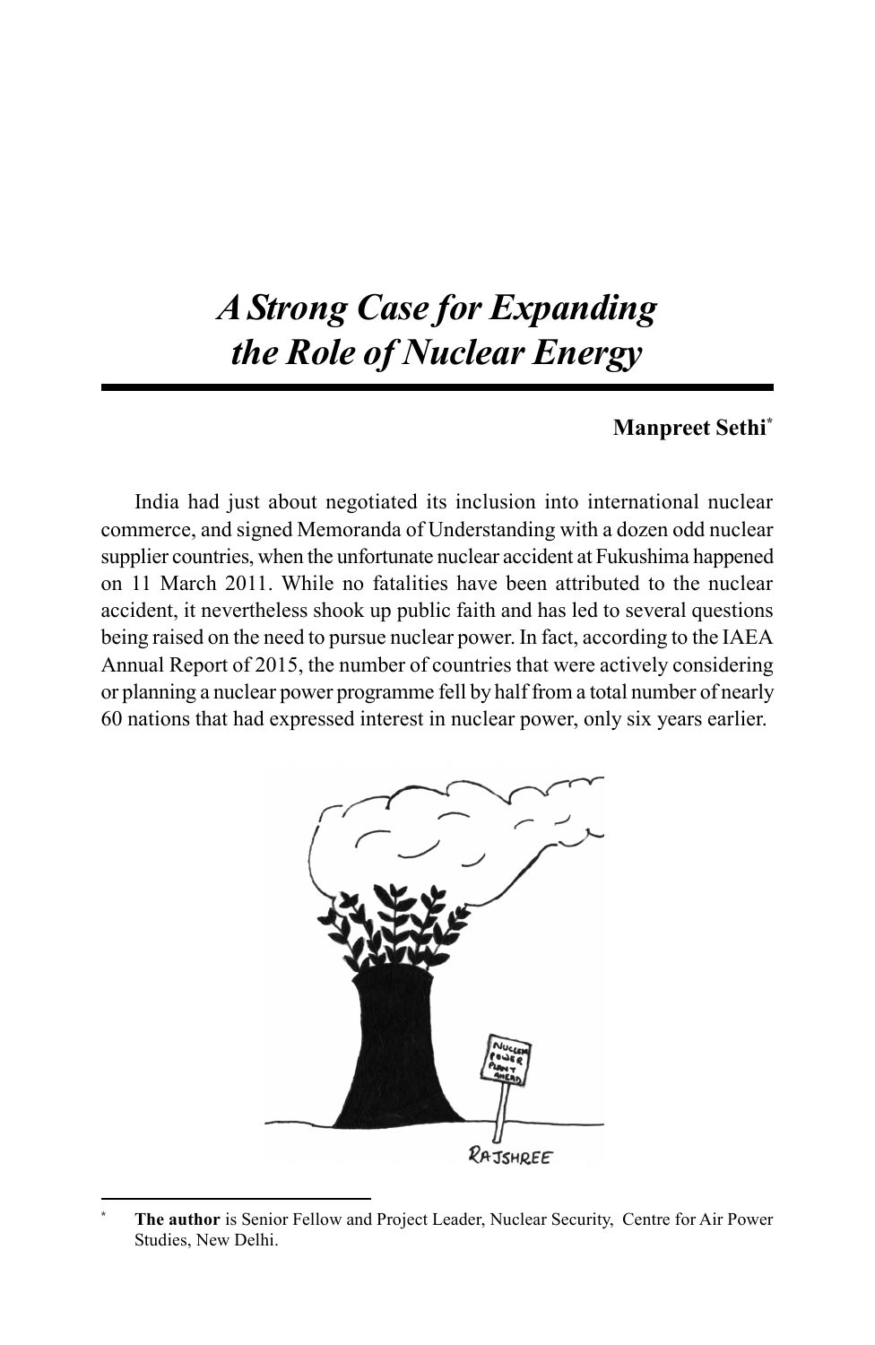# *A Strong Case for Expanding the Role of Nuclear Energy*

**Manpreet Sethi***

India had just about negotiated its inclusion into international nuclear commerce, and signed Memoranda of Understanding with a dozen odd nuclear supplier countries, when the unfortunate nuclear accident at Fukushima happened on 11 March 2011. While no fatalities have been attributed to the nuclear accident, it nevertheless shook up public faith and has led to several questions being raised on the need to pursue nuclear power. In fact, according to the IAEA Annual Report of 2015, the number of countries that were actively considering or planning a nuclear power programme fell by half from a total number of nearly 60 nations that had expressed interest in nuclear power, only six years earlier.

---

\* **The author** is Senior Fellow and Project Leader, Nuclear Security, Centre for Air Power Studies, New Delhi.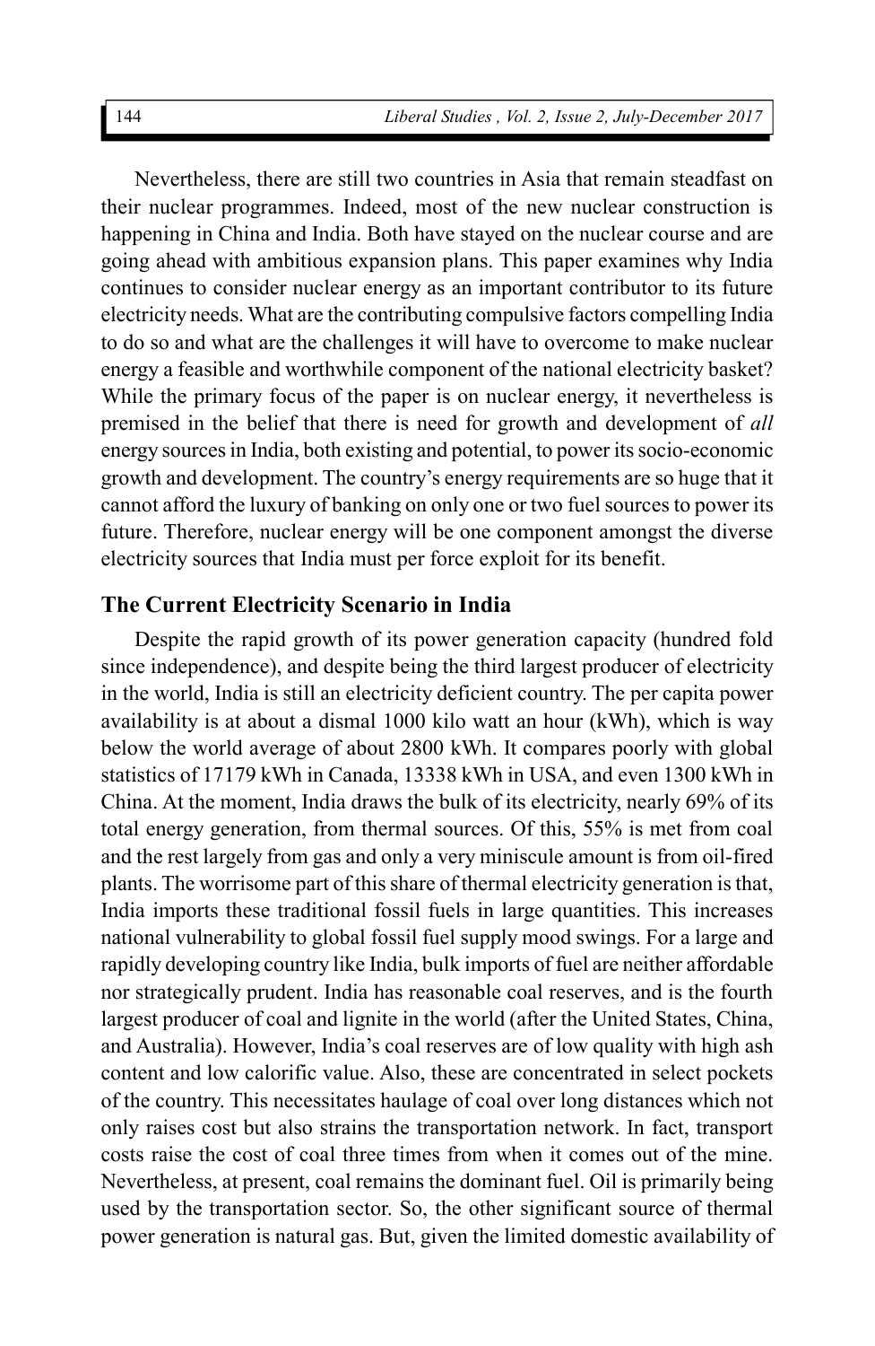Nevertheless, there are still two countries in Asia that remain steadfast on their nuclear programmes. Indeed, most of the new nuclear construction is happening in China and India. Both have stayed on the nuclear course and are going ahead with ambitious expansion plans. This paper examines why India continues to consider nuclear energy as an important contributor to its future electricity needs. What are the contributing compulsive factors compelling India to do so and what are the challenges it will have to overcome to make nuclear energy a feasible and worthwhile component of the national electricity basket? While the primary focus of the paper is on nuclear energy, it nevertheless is premised in the belief that there is need for growth and development of *all* energy sources in India, both existing and potential, to power its socio-economic growth and development. The country's energy requirements are so huge that it cannot afford the luxury of banking on only one or two fuel sources to power its future. Therefore, nuclear energy will be one component amongst the diverse electricity sources that India must per force exploit for its benefit.

## The Current Electricity Scenario in India

Despite the rapid growth of its power generation capacity (hundred fold since independence), and despite being the third largest producer of electricity in the world, India is still an electricity deficient country. The per capita power availability is at about a dismal 1000 kilo watt an hour (kWh), which is way below the world average of about 2800 kWh. It compares poorly with global statistics of 17179 kWh in Canada, 13338 kWh in USA, and even 1300 kWh in China. At the moment, India draws the bulk of its electricity, nearly 69% of its total energy generation, from thermal sources. Of this, 55% is met from coal and the rest largely from gas and only a very miniscule amount is from oil-fired plants. The worrisome part of this share of thermal electricity generation is that, India imports these traditional fossil fuels in large quantities. This increases national vulnerability to global fossil fuel supply mood swings. For a large and rapidly developing country like India, bulk imports of fuel are neither affordable nor strategically prudent. India has reasonable coal reserves, and is the fourth largest producer of coal and lignite in the world (after the United States, China, and Australia). However, India's coal reserves are of low quality with high ash content and low calorific value. Also, these are concentrated in select pockets of the country. This necessitates haulage of coal over long distances which not only raises cost but also strains the transportation network. In fact, transport costs raise the cost of coal three times from when it comes out of the mine. Nevertheless, at present, coal remains the dominant fuel. Oil is primarily being used by the transportation sector. So, the other significant source of thermal power generation is natural gas. But, given the limited domestic availability of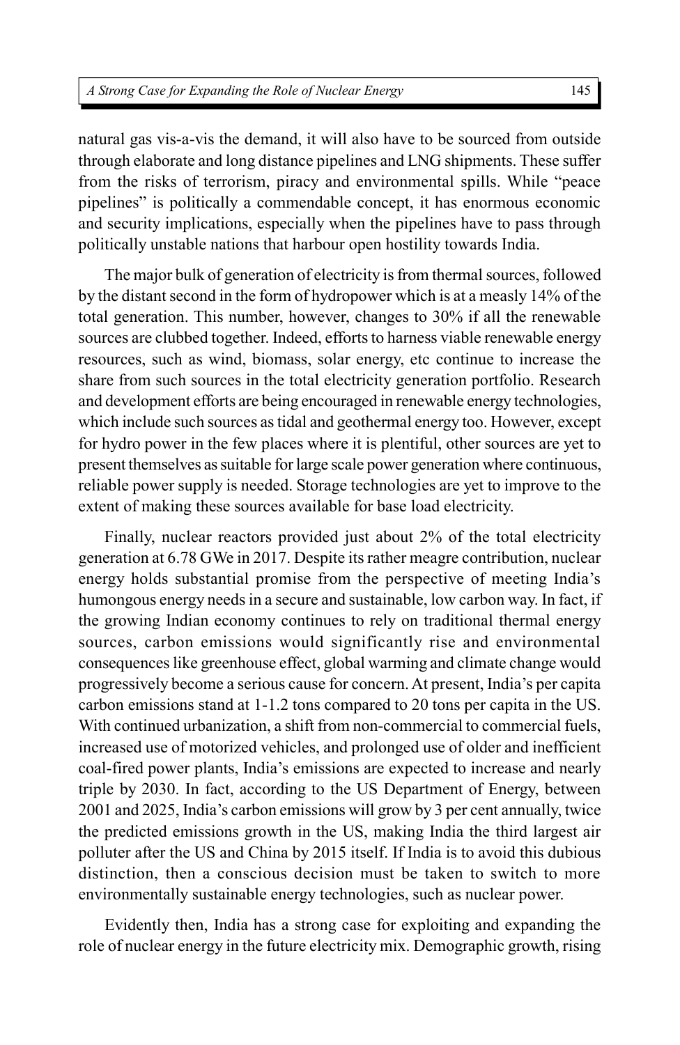natural gas vis-a-vis the demand, it will also have to be sourced from outside through elaborate and long distance pipelines and LNG shipments. These suffer from the risks of terrorism, piracy and environmental spills. While "peace pipelines" is politically a commendable concept, it has enormous economic and security implications, especially when the pipelines have to pass through politically unstable nations that harbour open hostility towards India.

The major bulk of generation of electricity is from thermal sources, followed by the distant second in the form of hydropower which is at a measly 14% of the total generation. This number, however, changes to 30% if all the renewable sources are clubbed together. Indeed, efforts to harness viable renewable energy resources, such as wind, biomass, solar energy, etc continue to increase the share from such sources in the total electricity generation portfolio. Research and development efforts are being encouraged in renewable energy technologies, which include such sources as tidal and geothermal energy too. However, except for hydro power in the few places where it is plentiful, other sources are yet to present themselves as suitable for large scale power generation where continuous, reliable power supply is needed. Storage technologies are yet to improve to the extent of making these sources available for base load electricity.

Finally, nuclear reactors provided just about 2% of the total electricity generation at 6.78 GWe in 2017. Despite its rather meagre contribution, nuclear energy holds substantial promise from the perspective of meeting India's humongous energy needs in a secure and sustainable, low carbon way. In fact, if the growing Indian economy continues to rely on traditional thermal energy sources, carbon emissions would significantly rise and environmental consequences like greenhouse effect, global warming and climate change would progressively become a serious cause for concern. At present, India's per capita carbon emissions stand at 1-1.2 tons compared to 20 tons per capita in the US. With continued urbanization, a shift from non-commercial to commercial fuels, increased use of motorized vehicles, and prolonged use of older and inefficient coal-fired power plants, India's emissions are expected to increase and nearly triple by 2030. In fact, according to the US Department of Energy, between 2001 and 2025, India's carbon emissions will grow by 3 per cent annually, twice the predicted emissions growth in the US, making India the third largest air polluter after the US and China by 2015 itself. If India is to avoid this dubious distinction, then a conscious decision must be taken to switch to more environmentally sustainable energy technologies, such as nuclear power.

Evidently then, India has a strong case for exploiting and expanding the role of nuclear energy in the future electricity mix. Demographic growth, rising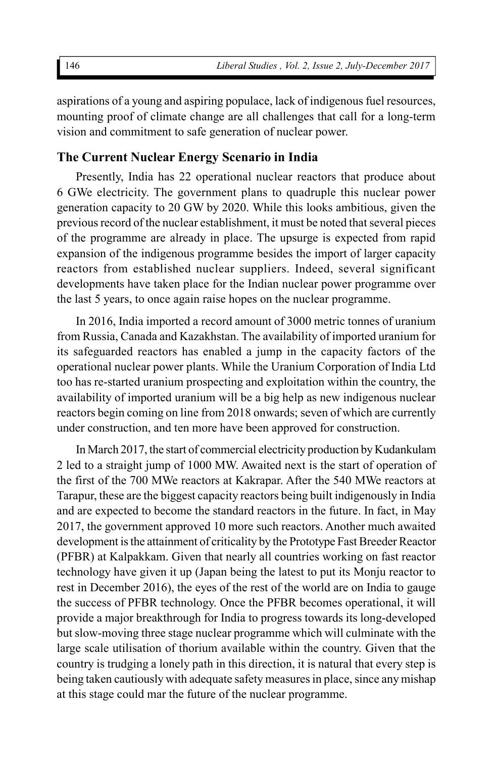aspirations of a young and aspiring populace, lack of indigenous fuel resources, mounting proof of climate change are all challenges that call for a long-term vision and commitment to safe generation of nuclear power.

## The Current Nuclear Energy Scenario in India

Presently, India has 22 operational nuclear reactors that produce about 6 GWe electricity. The government plans to quadruple this nuclear power generation capacity to 20 GW by 2020. While this looks ambitious, given the previous record of the nuclear establishment, it must be noted that several pieces of the programme are already in place. The upsurge is expected from rapid expansion of the indigenous programme besides the import of larger capacity reactors from established nuclear suppliers. Indeed, several significant developments have taken place for the Indian nuclear power programme over the last 5 years, to once again raise hopes on the nuclear programme.

In 2016, India imported a record amount of 3000 metric tonnes of uranium from Russia, Canada and Kazakhstan. The availability of imported uranium for its safeguarded reactors has enabled a jump in the capacity factors of the operational nuclear power plants. While the Uranium Corporation of India Ltd too has re-started uranium prospecting and exploitation within the country, the availability of imported uranium will be a big help as new indigenous nuclear reactors begin coming on line from 2018 onwards; seven of which are currently under construction, and ten more have been approved for construction.

In March 2017, the start of commercial electricity production by Kudankulam 2 led to a straight jump of 1000 MW. Awaited next is the start of operation of the first of the 700 MWe reactors at Kakrapar. After the 540 MWe reactors at Tarapur, these are the biggest capacity reactors being built indigenously in India and are expected to become the standard reactors in the future. In fact, in May 2017, the government approved 10 more such reactors. Another much awaited development is the attainment of criticality by the Prototype Fast Breeder Reactor (PFBR) at Kalpakkam. Given that nearly all countries working on fast reactor technology have given it up (Japan being the latest to put its Monju reactor to rest in December 2016), the eyes of the rest of the world are on India to gauge the success of PFBR technology. Once the PFBR becomes operational, it will provide a major breakthrough for India to progress towards its long-developed but slow-moving three stage nuclear programme which will culminate with the large scale utilisation of thorium available within the country. Given that the country is trudging a lonely path in this direction, it is natural that every step is being taken cautiously with adequate safety measures in place, since any mishap at this stage could mar the future of the nuclear programme.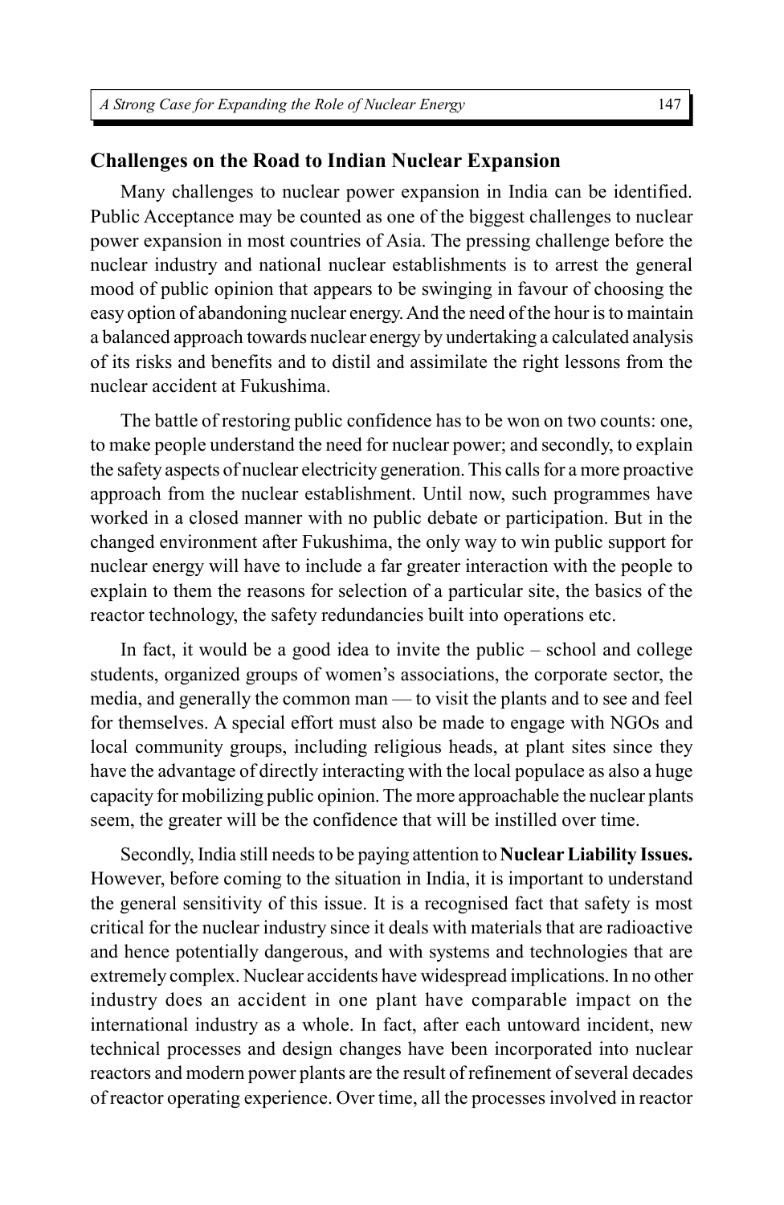## Challenges on the Road to Indian Nuclear Expansion

Many challenges to nuclear power expansion in India can be identified. Public Acceptance may be counted as one of the biggest challenges to nuclear power expansion in most countries of Asia. The pressing challenge before the nuclear industry and national nuclear establishments is to arrest the general mood of public opinion that appears to be swinging in favour of choosing the easy option of abandoning nuclear energy. And the need of the hour is to maintain a balanced approach towards nuclear energy by undertaking a calculated analysis of its risks and benefits and to distil and assimilate the right lessons from the nuclear accident at Fukushima.

The battle of restoring public confidence has to be won on two counts: one, to make people understand the need for nuclear power; and secondly, to explain the safety aspects of nuclear electricity generation. This calls for a more proactive approach from the nuclear establishment. Until now, such programmes have worked in a closed manner with no public debate or participation. But in the changed environment after Fukushima, the only way to win public support for nuclear energy will have to include a far greater interaction with the people to explain to them the reasons for selection of a particular site, the basics of the reactor technology, the safety redundancies built into operations etc.

In fact, it would be a good idea to invite the public – school and college students, organized groups of women's associations, the corporate sector, the media, and generally the common man — to visit the plants and to see and feel for themselves. A special effort must also be made to engage with NGOs and local community groups, including religious heads, at plant sites since they have the advantage of directly interacting with the local populace as also a huge capacity for mobilizing public opinion. The more approachable the nuclear plants seem, the greater will be the confidence that will be instilled over time.

Secondly, India still needs to be paying attention to **Nuclear Liability Issues.** However, before coming to the situation in India, it is important to understand the general sensitivity of this issue. It is a recognised fact that safety is most critical for the nuclear industry since it deals with materials that are radioactive and hence potentially dangerous, and with systems and technologies that are extremely complex. Nuclear accidents have widespread implications. In no other industry does an accident in one plant have comparable impact on the international industry as a whole. In fact, after each untoward incident, new technical processes and design changes have been incorporated into nuclear reactors and modern power plants are the result of refinement of several decades of reactor operating experience. Over time, all the processes involved in reactor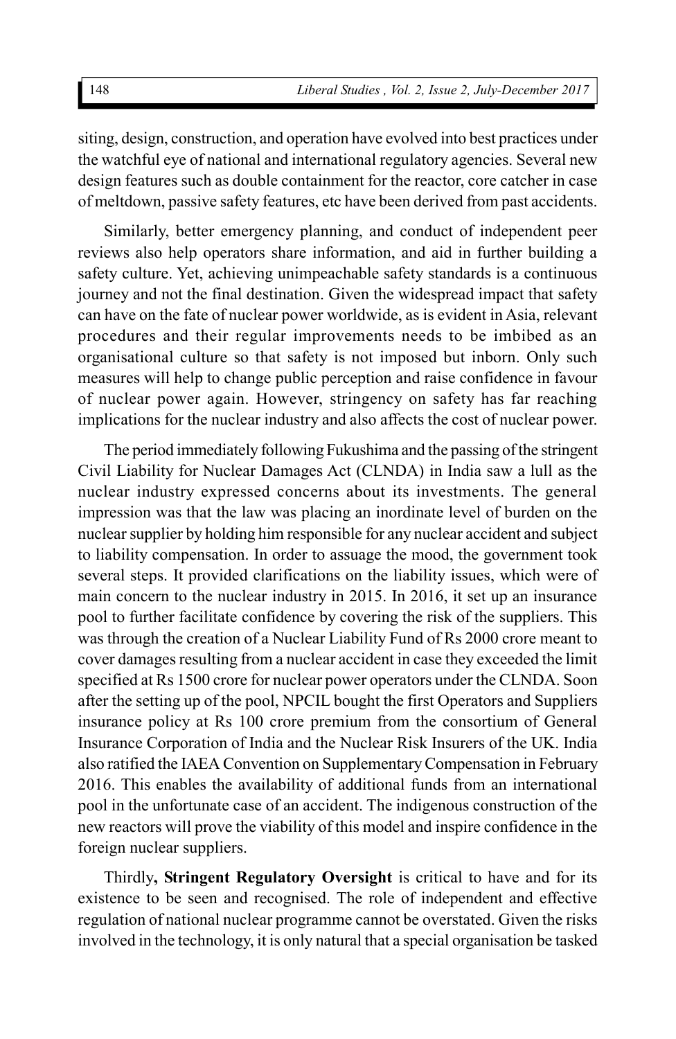siting, design, construction, and operation have evolved into best practices under the watchful eye of national and international regulatory agencies. Several new design features such as double containment for the reactor, core catcher in case of meltdown, passive safety features, etc have been derived from past accidents.

Similarly, better emergency planning, and conduct of independent peer reviews also help operators share information, and aid in further building a safety culture. Yet, achieving unimpeachable safety standards is a continuous journey and not the final destination. Given the widespread impact that safety can have on the fate of nuclear power worldwide, as is evident in Asia, relevant procedures and their regular improvements needs to be imbibed as an organisational culture so that safety is not imposed but inborn. Only such measures will help to change public perception and raise confidence in favour of nuclear power again. However, stringency on safety has far reaching implications for the nuclear industry and also affects the cost of nuclear power.

The period immediately following Fukushima and the passing of the stringent Civil Liability for Nuclear Damages Act (CLNDA) in India saw a lull as the nuclear industry expressed concerns about its investments. The general impression was that the law was placing an inordinate level of burden on the nuclear supplier by holding him responsible for any nuclear accident and subject to liability compensation. In order to assuage the mood, the government took several steps. It provided clarifications on the liability issues, which were of main concern to the nuclear industry in 2015. In 2016, it set up an insurance pool to further facilitate confidence by covering the risk of the suppliers. This was through the creation of a Nuclear Liability Fund of Rs 2000 crore meant to cover damages resulting from a nuclear accident in case they exceeded the limit specified at Rs 1500 crore for nuclear power operators under the CLNDA. Soon after the setting up of the pool, NPCIL bought the first Operators and Suppliers insurance policy at Rs 100 crore premium from the consortium of General Insurance Corporation of India and the Nuclear Risk Insurers of the UK. India also ratified the IAEA Convention on Supplementary Compensation in February 2016. This enables the availability of additional funds from an international pool in the unfortunate case of an accident. The indigenous construction of the new reactors will prove the viability of this model and inspire confidence in the foreign nuclear suppliers.

Thirdly**, Stringent Regulatory Oversight** is critical to have and for its existence to be seen and recognised. The role of independent and effective regulation of national nuclear programme cannot be overstated. Given the risks involved in the technology, it is only natural that a special organisation be tasked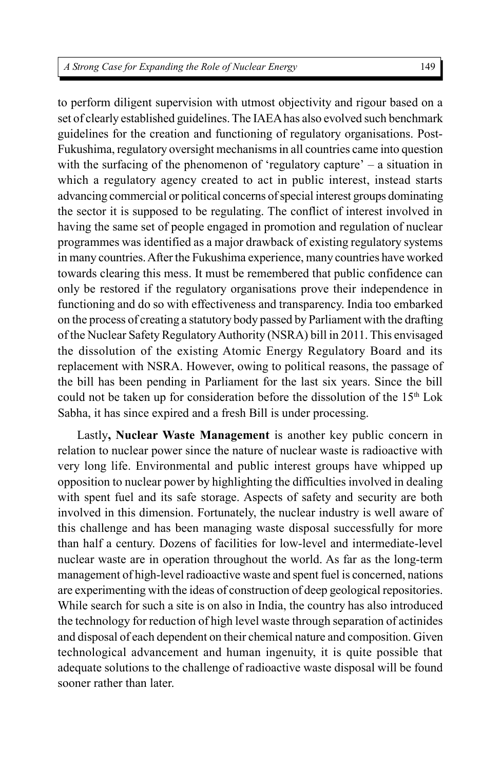to perform diligent supervision with utmost objectivity and rigour based on a set of clearly established guidelines. The IAEA has also evolved such benchmark guidelines for the creation and functioning of regulatory organisations. Post-Fukushima, regulatory oversight mechanisms in all countries came into question with the surfacing of the phenomenon of 'regulatory capture' – a situation in which a regulatory agency created to act in public interest, instead starts advancing commercial or political concerns of special interest groups dominating the sector it is supposed to be regulating. The conflict of interest involved in having the same set of people engaged in promotion and regulation of nuclear programmes was identified as a major drawback of existing regulatory systems in many countries. After the Fukushima experience, many countries have worked towards clearing this mess. It must be remembered that public confidence can only be restored if the regulatory organisations prove their independence in functioning and do so with effectiveness and transparency. India too embarked on the process of creating a statutory body passed by Parliament with the drafting of the Nuclear Safety Regulatory Authority (NSRA) bill in 2011. This envisaged the dissolution of the existing Atomic Energy Regulatory Board and its replacement with NSRA. However, owing to political reasons, the passage of the bill has been pending in Parliament for the last six years. Since the bill could not be taken up for consideration before the dissolution of the 15th Lok Sabha, it has since expired and a fresh Bill is under processing.

Lastly**, Nuclear Waste Management** is another key public concern in relation to nuclear power since the nature of nuclear waste is radioactive with very long life. Environmental and public interest groups have whipped up opposition to nuclear power by highlighting the difficulties involved in dealing with spent fuel and its safe storage. Aspects of safety and security are both involved in this dimension. Fortunately, the nuclear industry is well aware of this challenge and has been managing waste disposal successfully for more than half a century. Dozens of facilities for low-level and intermediate-level nuclear waste are in operation throughout the world. As far as the long-term management of high-level radioactive waste and spent fuel is concerned, nations are experimenting with the ideas of construction of deep geological repositories. While search for such a site is on also in India, the country has also introduced the technology for reduction of high level waste through separation of actinides and disposal of each dependent on their chemical nature and composition. Given technological advancement and human ingenuity, it is quite possible that adequate solutions to the challenge of radioactive waste disposal will be found sooner rather than later.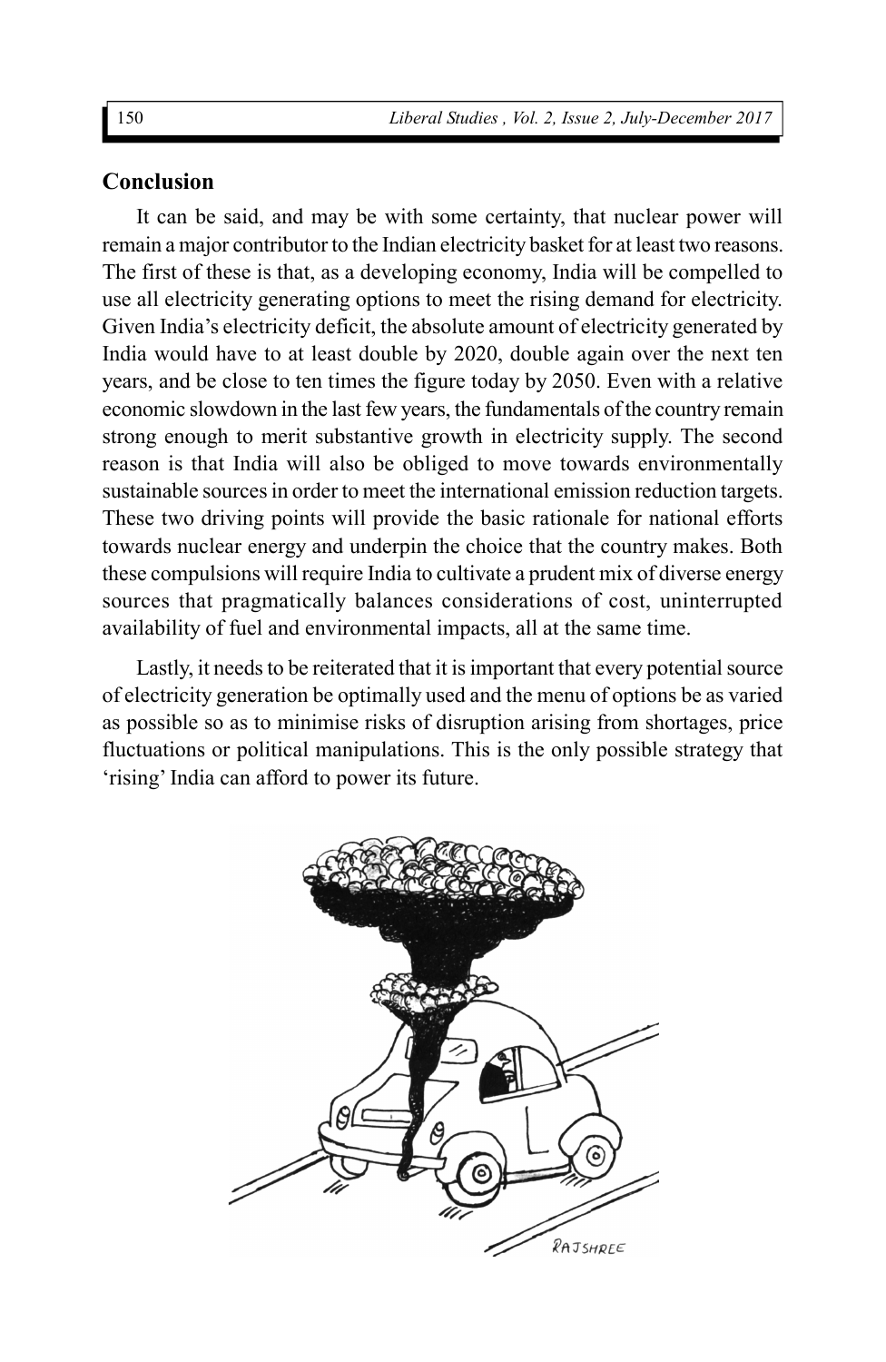## Conclusion

It can be said, and may be with some certainty, that nuclear power will remain a major contributor to the Indian electricity basket for at least two reasons. The first of these is that, as a developing economy, India will be compelled to use all electricity generating options to meet the rising demand for electricity. Given India's electricity deficit, the absolute amount of electricity generated by India would have to at least double by 2020, double again over the next ten years, and be close to ten times the figure today by 2050. Even with a relative economic slowdown in the last few years, the fundamentals of the country remain strong enough to merit substantive growth in electricity supply. The second reason is that India will also be obliged to move towards environmentally sustainable sources in order to meet the international emission reduction targets. These two driving points will provide the basic rationale for national efforts towards nuclear energy and underpin the choice that the country makes. Both these compulsions will require India to cultivate a prudent mix of diverse energy sources that pragmatically balances considerations of cost, uninterrupted availability of fuel and environmental impacts, all at the same time.

Lastly, it needs to be reiterated that it is important that every potential source of electricity generation be optimally used and the menu of options be as varied as possible so as to minimise risks of disruption arising from shortages, price fluctuations or political manipulations. This is the only possible strategy that 'rising' India can afford to power its future.